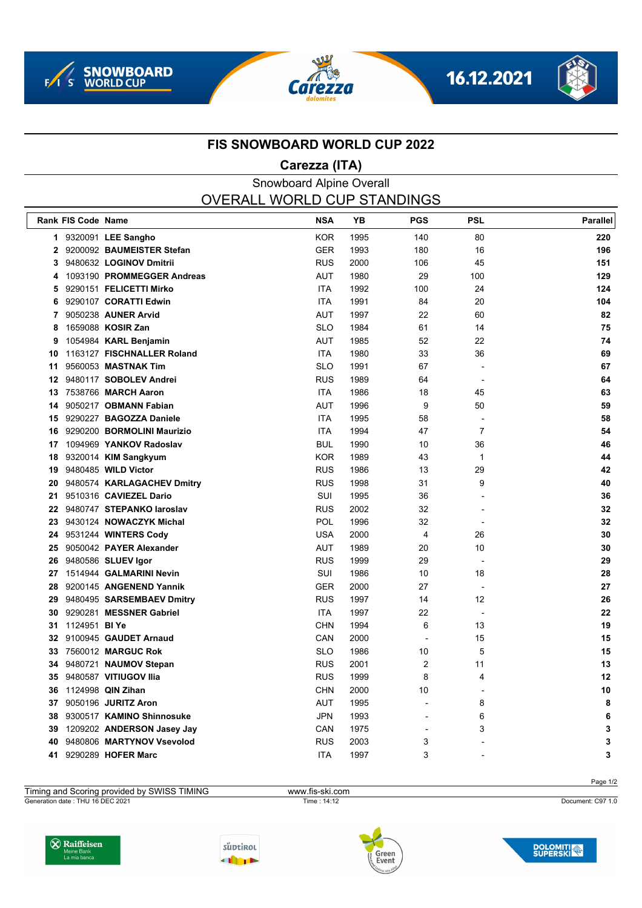# FIS SNOWBOARD WORLD CUP 2022

## Carezza (ITA)

### Snowboard Alpine Overall

## OVERALL WORLD CUP STANDINGS

| Rank | FIS Code | Name | NSA | YB | PGS | PSL | Parallel |
|---|---|---|---|---|---|---|---|
| 1 | 9320091 | **LEE Sangho** | KOR | 1995 | 140 | 80 | **220** |
| 2 | 9200092 | **BAUMEISTER Stefan** | GER | 1993 | 180 | 16 | **196** |
| 3 | 9480632 | **LOGINOV Dmitrii** | RUS | 2000 | 106 | 45 | **151** |
| 4 | 1093190 | **PROMMEGGER Andreas** | AUT | 1980 | 29 | 100 | **129** |
| 5 | 9290151 | **FELICETTI Mirko** | ITA | 1992 | 100 | 24 | **124** |
| 6 | 9290107 | **CORATTI Edwin** | ITA | 1991 | 84 | 20 | **104** |
| 7 | 9050238 | **AUNER Arvid** | AUT | 1997 | 22 | 60 | **82** |
| 8 | 1659088 | **KOSIR Zan** | SLO | 1984 | 61 | 14 | **75** |
| 9 | 1054984 | **KARL Benjamin** | AUT | 1985 | 52 | 22 | **74** |
| 10 | 1163127 | **FISCHNALLER Roland** | ITA | 1980 | 33 | 36 | **69** |
| 11 | 9560053 | **MASTNAK Tim** | SLO | 1991 | 67 | - | **67** |
| 12 | 9480117 | **SOBOLEV Andrei** | RUS | 1989 | 64 | - | **64** |
| 13 | 7538766 | **MARCH Aaron** | ITA | 1986 | 18 | 45 | **63** |
| 14 | 9050217 | **OBMANN Fabian** | AUT | 1996 | 9 | 50 | **59** |
| 15 | 9290227 | **BAGOZZA Daniele** | ITA | 1995 | 58 | - | **58** |
| 16 | 9290200 | **BORMOLINI Maurizio** | ITA | 1994 | 47 | 7 | **54** |
| 17 | 1094969 | **YANKOV Radoslav** | BUL | 1990 | 10 | 36 | **46** |
| 18 | 9320014 | **KIM Sangkyum** | KOR | 1989 | 43 | 1 | **44** |
| 19 | 9480485 | **WILD Victor** | RUS | 1986 | 13 | 29 | **42** |
| 20 | 9480574 | **KARLAGACHEV Dmitry** | RUS | 1998 | 31 | 9 | **40** |
| 21 | 9510316 | **CAVIEZEL Dario** | SUI | 1995 | 36 | - | **36** |
| 22 | 9480747 | **STEPANKO Iaroslav** | RUS | 2002 | 32 | - | **32** |
| 23 | 9430124 | **NOWACZYK Michal** | POL | 1996 | 32 | - | **32** |
| 24 | 9531244 | **WINTERS Cody** | USA | 2000 | 4 | 26 | **30** |
| 25 | 9050042 | **PAYER Alexander** | AUT | 1989 | 20 | 10 | **30** |
| 26 | 9480586 | **SLUEV Igor** | RUS | 1999 | 29 | - | **29** |
| 27 | 1514944 | **GALMARINI Nevin** | SUI | 1986 | 10 | 18 | **28** |
| 28 | 9200145 | **ANGENEND Yannik** | GER | 2000 | 27 | - | **27** |
| 29 | 9480495 | **SARSEMBAEV Dmitry** | RUS | 1997 | 14 | 12 | **26** |
| 30 | 9290281 | **MESSNER Gabriel** | ITA | 1997 | 22 | - | **22** |
| 31 | 1124951 | **BI Ye** | CHN | 1994 | 6 | 13 | **19** |
| 32 | 9100945 | **GAUDET Arnaud** | CAN | 2000 | - | 15 | **15** |
| 33 | 7560012 | **MARGUC Rok** | SLO | 1986 | 10 | 5 | **15** |
| 34 | 9480721 | **NAUMOV Stepan** | RUS | 2001 | 2 | 11 | **13** |
| 35 | 9480587 | **VITIUGOV Ilia** | RUS | 1999 | 8 | 4 | **12** |
| 36 | 1124998 | **QIN Zihan** | CHN | 2000 | 10 | - | **10** |
| 37 | 9050196 | **JURITZ Aron** | AUT | 1995 | - | 8 | **8** |
| 38 | 9300517 | **KAMINO Shinnosuke** | JPN | 1993 | - | 6 | **6** |
| 39 | 1209202 | **ANDERSON Jasey Jay** | CAN | 1975 | - | 3 | **3** |
| 40 | 9480806 | **MARTYNOV Vsevolod** | RUS | 2003 | 3 | - | **3** |
| 41 | 9290289 | **HOFER Marc** | ITA | 1997 | 3 | - | **3** |

Timing and Scoring provided by SWISS TIMING | www.fis-ski.com

Generation date : THU 16 DEC 2021 | Time : 14:12 | Document: C97 1.0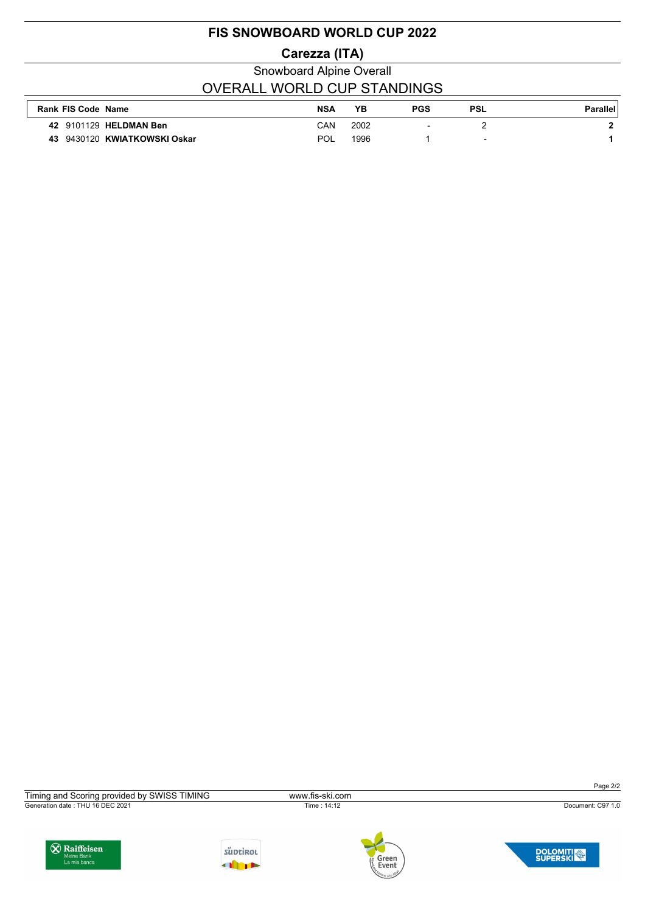# FIS SNOWBOARD WORLD CUP 2022

## Carezza (ITA)

### Snowboard Alpine Overall

### OVERALL WORLD CUP STANDINGS

| Rank | FIS Code | Name | NSA | YB | PGS | PSL | Parallel |
|---|---|---|---|---|---|---|---|
| 42 | 9101129 | **HELDMAN Ben** | CAN | 2002 | - | 2 | **2** |
| 43 | 9430120 | **KWIATKOWSKI Oskar** | POL | 1996 | 1 | - | **1** |

Timing and Scoring provided by SWISS TIMING

www.fis-ski.com

Generation date : THU 16 DEC 2021

Time : 14:12

Document: C97 1.0